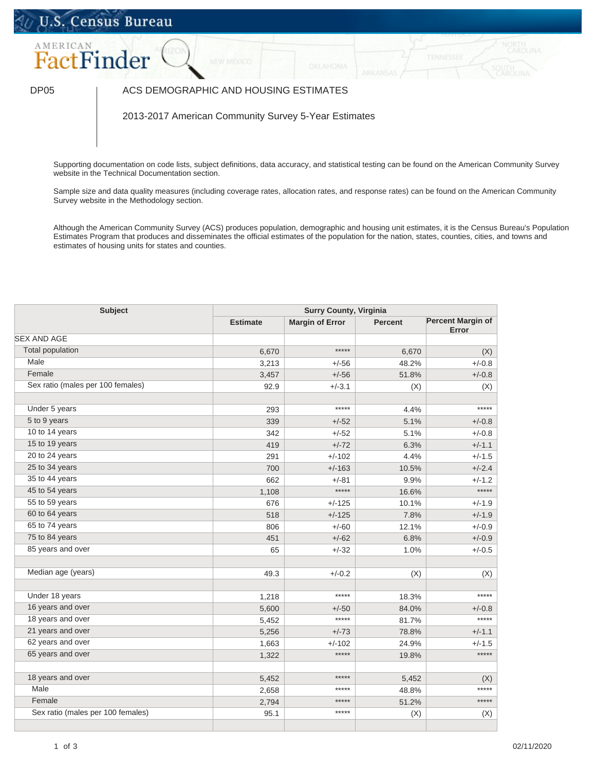U.S. Census Bureau

AMERICAN FactFinder

DP05 | ACS DEMOGRAPHIC AND HOUSING ESTIMATES

2013-2017 American Community Survey 5-Year Estimates

Supporting documentation on code lists, subject definitions, data accuracy, and statistical testing can be found on the American Community Survey website in the Technical Documentation section.

Sample size and data quality measures (including coverage rates, allocation rates, and response rates) can be found on the American Community Survey website in the Methodology section.

Although the American Community Survey (ACS) produces population, demographic and housing unit estimates, it is the Census Bureau's Population Estimates Program that produces and disseminates the official estimates of the population for the nation, states, counties, cities, and towns and estimates of housing units for states and counties.

| Subject | Surry County, Virginia | | | |
|---|---|---|---|---|
| | Estimate | Margin of Error | Percent | Percent Margin of Error |
| SEX AND AGE | | | | |
| Total population | 6,670 | ***** | 6,670 | (X) |
| Male | 3,213 | +/-56 | 48.2% | +/-0.8 |
| Female | 3,457 | +/-56 | 51.8% | +/-0.8 |
| Sex ratio (males per 100 females) | 92.9 | +/-3.1 | (X) | (X) |
| | | | | |
| Under 5 years | 293 | ***** | 4.4% | ***** |
| 5 to 9 years | 339 | +/-52 | 5.1% | +/-0.8 |
| 10 to 14 years | 342 | +/-52 | 5.1% | +/-0.8 |
| 15 to 19 years | 419 | +/-72 | 6.3% | +/-1.1 |
| 20 to 24 years | 291 | +/-102 | 4.4% | +/-1.5 |
| 25 to 34 years | 700 | +/-163 | 10.5% | +/-2.4 |
| 35 to 44 years | 662 | +/-81 | 9.9% | +/-1.2 |
| 45 to 54 years | 1,108 | ***** | 16.6% | ***** |
| 55 to 59 years | 676 | +/-125 | 10.1% | +/-1.9 |
| 60 to 64 years | 518 | +/-125 | 7.8% | +/-1.9 |
| 65 to 74 years | 806 | +/-60 | 12.1% | +/-0.9 |
| 75 to 84 years | 451 | +/-62 | 6.8% | +/-0.9 |
| 85 years and over | 65 | +/-32 | 1.0% | +/-0.5 |
| | | | | |
| Median age (years) | 49.3 | +/-0.2 | (X) | (X) |
| | | | | |
| Under 18 years | 1,218 | ***** | 18.3% | ***** |
| 16 years and over | 5,600 | +/-50 | 84.0% | +/-0.8 |
| 18 years and over | 5,452 | ***** | 81.7% | ***** |
| 21 years and over | 5,256 | +/-73 | 78.8% | +/-1.1 |
| 62 years and over | 1,663 | +/-102 | 24.9% | +/-1.5 |
| 65 years and over | 1,322 | ***** | 19.8% | ***** |
| | | | | |
| 18 years and over | 5,452 | ***** | 5,452 | (X) |
| Male | 2,658 | ***** | 48.8% | ***** |
| Female | 2,794 | ***** | 51.2% | ***** |
| Sex ratio (males per 100 females) | 95.1 | ***** | (X) | (X) |
| | | | | |

02/11/2020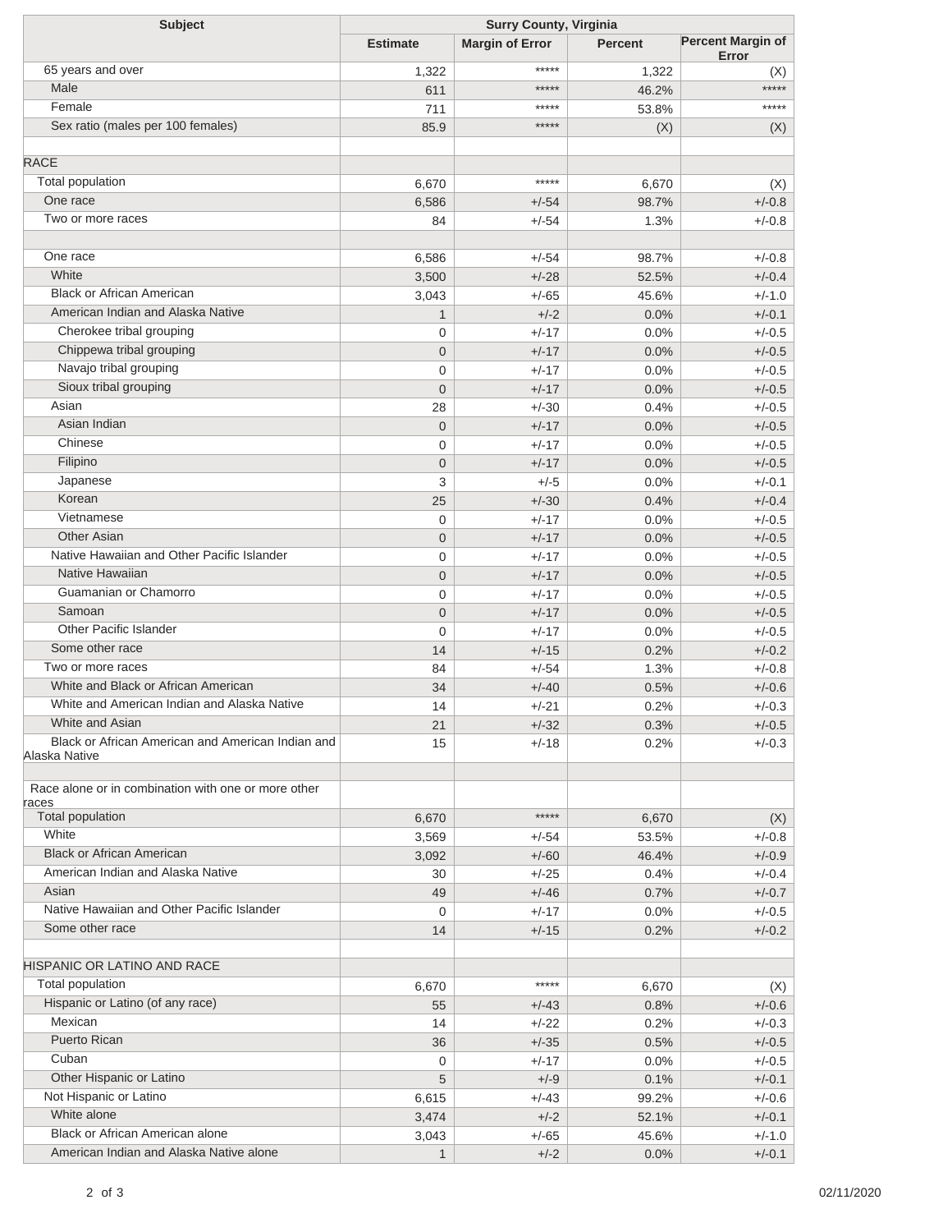| Subject | Surry County, Virginia | | | |
|---|---|---|---|---|
| | Estimate | Margin of Error | Percent | Percent Margin of Error |
| 65 years and over | 1,322 | ***** | 1,322 | (X) |
| Male | 611 | ***** | 46.2% | ***** |
| Female | 711 | ***** | 53.8% | ***** |
| Sex ratio (males per 100 females) | 85.9 | ***** | (X) | (X) |
| | | | | |
| RACE | | | | |
| Total population | 6,670 | ***** | 6,670 | (X) |
| One race | 6,586 | +/-54 | 98.7% | +/-0.8 |
| Two or more races | 84 | +/-54 | 1.3% | +/-0.8 |
| | | | | |
| One race | 6,586 | +/-54 | 98.7% | +/-0.8 |
| White | 3,500 | +/-28 | 52.5% | +/-0.4 |
| Black or African American | 3,043 | +/-65 | 45.6% | +/-1.0 |
| American Indian and Alaska Native | 1 | +/-2 | 0.0% | +/-0.1 |
| Cherokee tribal grouping | 0 | +/-17 | 0.0% | +/-0.5 |
| Chippewa tribal grouping | 0 | +/-17 | 0.0% | +/-0.5 |
| Navajo tribal grouping | 0 | +/-17 | 0.0% | +/-0.5 |
| Sioux tribal grouping | 0 | +/-17 | 0.0% | +/-0.5 |
| Asian | 28 | +/-30 | 0.4% | +/-0.5 |
| Asian Indian | 0 | +/-17 | 0.0% | +/-0.5 |
| Chinese | 0 | +/-17 | 0.0% | +/-0.5 |
| Filipino | 0 | +/-17 | 0.0% | +/-0.5 |
| Japanese | 3 | +/-5 | 0.0% | +/-0.1 |
| Korean | 25 | +/-30 | 0.4% | +/-0.4 |
| Vietnamese | 0 | +/-17 | 0.0% | +/-0.5 |
| Other Asian | 0 | +/-17 | 0.0% | +/-0.5 |
| Native Hawaiian and Other Pacific Islander | 0 | +/-17 | 0.0% | +/-0.5 |
| Native Hawaiian | 0 | +/-17 | 0.0% | +/-0.5 |
| Guamanian or Chamorro | 0 | +/-17 | 0.0% | +/-0.5 |
| Samoan | 0 | +/-17 | 0.0% | +/-0.5 |
| Other Pacific Islander | 0 | +/-17 | 0.0% | +/-0.5 |
| Some other race | 14 | +/-15 | 0.2% | +/-0.2 |
| Two or more races | 84 | +/-54 | 1.3% | +/-0.8 |
| White and Black or African American | 34 | +/-40 | 0.5% | +/-0.6 |
| White and American Indian and Alaska Native | 14 | +/-21 | 0.2% | +/-0.3 |
| White and Asian | 21 | +/-32 | 0.3% | +/-0.5 |
| Black or African American and American Indian and Alaska Native | 15 | +/-18 | 0.2% | +/-0.3 |
| | | | | |
| Race alone or in combination with one or more other races | | | | |
| Total population | 6,670 | ***** | 6,670 | (X) |
| White | 3,569 | +/-54 | 53.5% | +/-0.8 |
| Black or African American | 3,092 | +/-60 | 46.4% | +/-0.9 |
| American Indian and Alaska Native | 30 | +/-25 | 0.4% | +/-0.4 |
| Asian | 49 | +/-46 | 0.7% | +/-0.7 |
| Native Hawaiian and Other Pacific Islander | 0 | +/-17 | 0.0% | +/-0.5 |
| Some other race | 14 | +/-15 | 0.2% | +/-0.2 |
| | | | | |
| HISPANIC OR LATINO AND RACE | | | | |
| Total population | 6,670 | ***** | 6,670 | (X) |
| Hispanic or Latino (of any race) | 55 | +/-43 | 0.8% | +/-0.6 |
| Mexican | 14 | +/-22 | 0.2% | +/-0.3 |
| Puerto Rican | 36 | +/-35 | 0.5% | +/-0.5 |
| Cuban | 0 | +/-17 | 0.0% | +/-0.5 |
| Other Hispanic or Latino | 5 | +/-9 | 0.1% | +/-0.1 |
| Not Hispanic or Latino | 6,615 | +/-43 | 99.2% | +/-0.6 |
| White alone | 3,474 | +/-2 | 52.1% | +/-0.1 |
| Black or African American alone | 3,043 | +/-65 | 45.6% | +/-1.0 |
| American Indian and Alaska Native alone | 1 | +/-2 | 0.0% | +/-0.1 |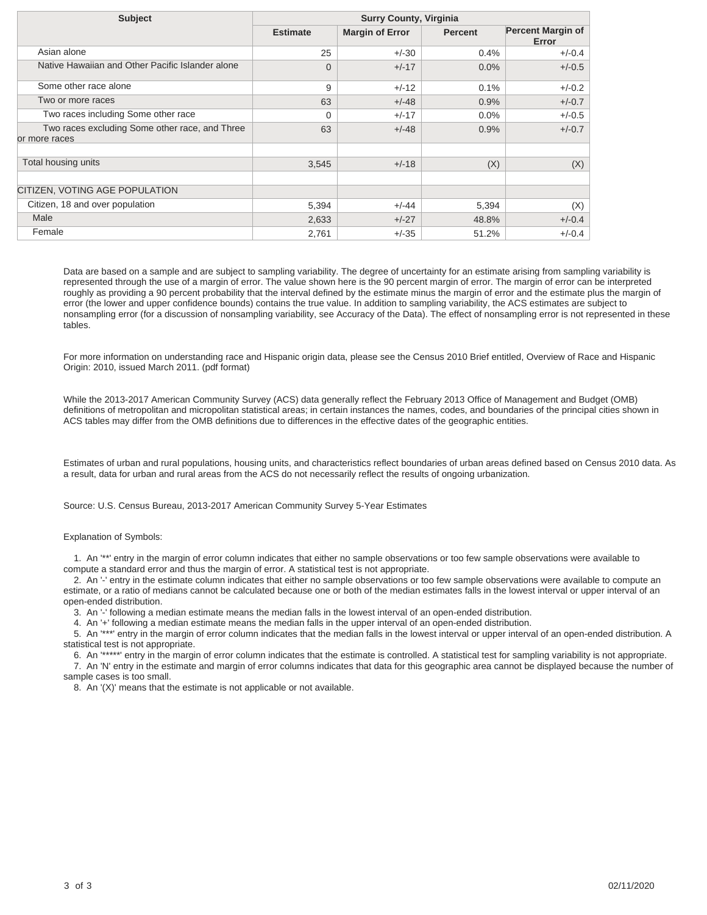| Subject | Surry County, Virginia | | | |
|---|---|---|---|---|
| | Estimate | Margin of Error | Percent | Percent Margin of Error |
| Asian alone | 25 | +/-30 | 0.4% | +/-0.4 |
| Native Hawaiian and Other Pacific Islander alone | 0 | +/-17 | 0.0% | +/-0.5 |
| Some other race alone | 9 | +/-12 | 0.1% | +/-0.2 |
| Two or more races | 63 | +/-48 | 0.9% | +/-0.7 |
| Two races including Some other race | 0 | +/-17 | 0.0% | +/-0.5 |
| Two races excluding Some other race, and Three or more races | 63 | +/-48 | 0.9% | +/-0.7 |
| | | | | |
| Total housing units | 3,545 | +/-18 | (X) | (X) |
| | | | | |
| CITIZEN, VOTING AGE POPULATION | | | | |
| Citizen, 18 and over population | 5,394 | +/-44 | 5,394 | (X) |
| Male | 2,633 | +/-27 | 48.8% | +/-0.4 |
| Female | 2,761 | +/-35 | 51.2% | +/-0.4 |

Data are based on a sample and are subject to sampling variability. The degree of uncertainty for an estimate arising from sampling variability is represented through the use of a margin of error. The value shown here is the 90 percent margin of error. The margin of error can be interpreted roughly as providing a 90 percent probability that the interval defined by the estimate minus the margin of error and the estimate plus the margin of error (the lower and upper confidence bounds) contains the true value. In addition to sampling variability, the ACS estimates are subject to nonsampling error (for a discussion of nonsampling variability, see Accuracy of the Data). The effect of nonsampling error is not represented in these tables.

For more information on understanding race and Hispanic origin data, please see the Census 2010 Brief entitled, Overview of Race and Hispanic Origin: 2010, issued March 2011. (pdf format)

While the 2013-2017 American Community Survey (ACS) data generally reflect the February 2013 Office of Management and Budget (OMB) definitions of metropolitan and micropolitan statistical areas; in certain instances the names, codes, and boundaries of the principal cities shown in ACS tables may differ from the OMB definitions due to differences in the effective dates of the geographic entities.

Estimates of urban and rural populations, housing units, and characteristics reflect boundaries of urban areas defined based on Census 2010 data. As a result, data for urban and rural areas from the ACS do not necessarily reflect the results of ongoing urbanization.

Source: U.S. Census Bureau, 2013-2017 American Community Survey 5-Year Estimates

Explanation of Symbols:

1. An '**' entry in the margin of error column indicates that either no sample observations or too few sample observations were available to compute a standard error and thus the margin of error. A statistical test is not appropriate.
2. An '-' entry in the estimate column indicates that either no sample observations or too few sample observations were available to compute an estimate, or a ratio of medians cannot be calculated because one or both of the median estimates falls in the lowest interval or upper interval of an open-ended distribution.
3. An '-' following a median estimate means the median falls in the lowest interval of an open-ended distribution.
4. An '+' following a median estimate means the median falls in the upper interval of an open-ended distribution.
5. An '***' entry in the margin of error column indicates that the median falls in the lowest interval or upper interval of an open-ended distribution. A statistical test is not appropriate.
6. An '*****' entry in the margin of error column indicates that the estimate is controlled. A statistical test for sampling variability is not appropriate.
7. An 'N' entry in the estimate and margin of error columns indicates that data for this geographic area cannot be displayed because the number of sample cases is too small.
8. An '(X)' means that the estimate is not applicable or not available.